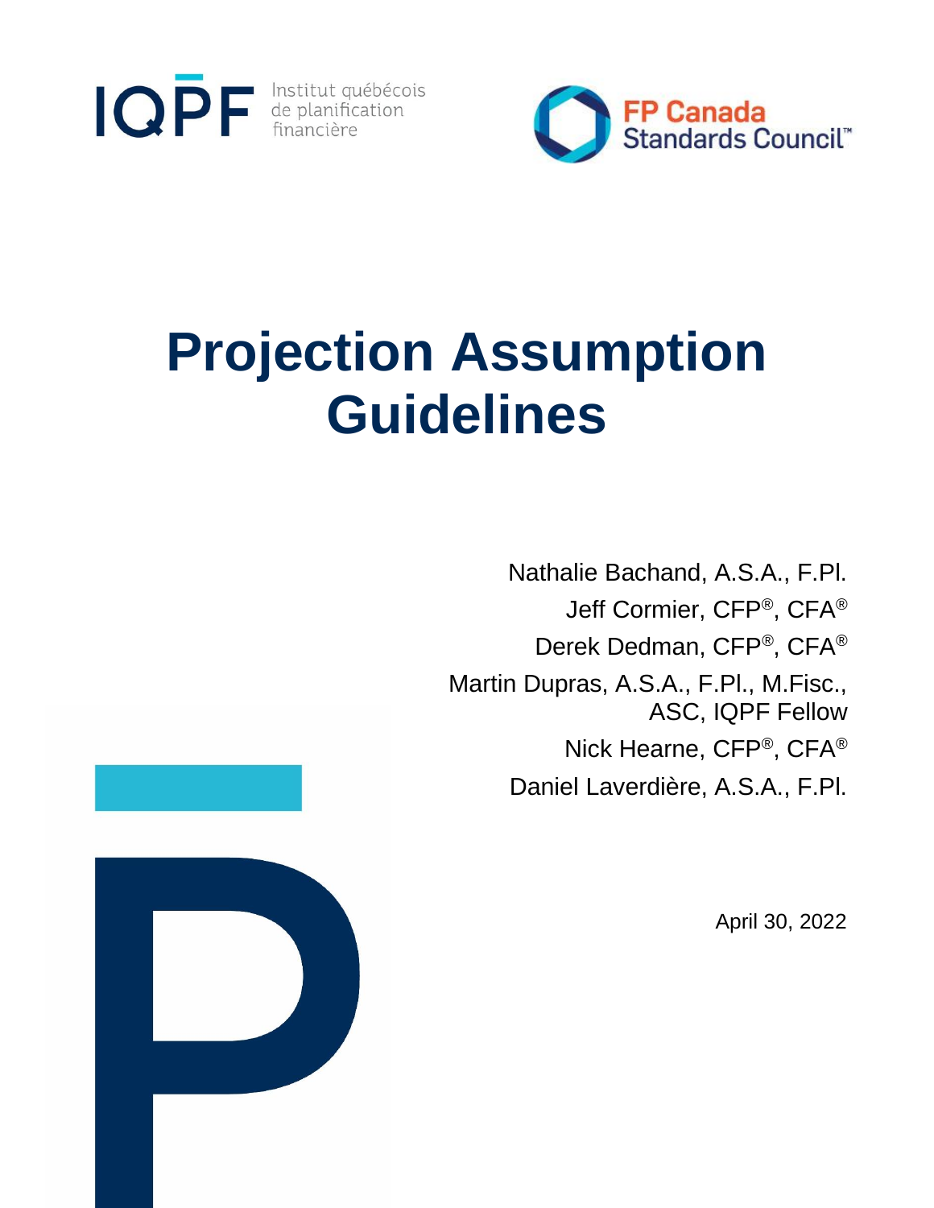IQPF Institut québécois de planification financière

FP Canada Standards Council™

# Projection Assumption Guidelines

Nathalie Bachand, A.S.A., F.Pl.

Jeff Cormier, CFP®, CFA®

Derek Dedman, CFP®, CFA®

Martin Dupras, A.S.A., F.Pl., M.Fisc., ASC, IQPF Fellow

Nick Hearne, CFP®, CFA®

Daniel Laverdière, A.S.A., F.Pl.

April 30, 2022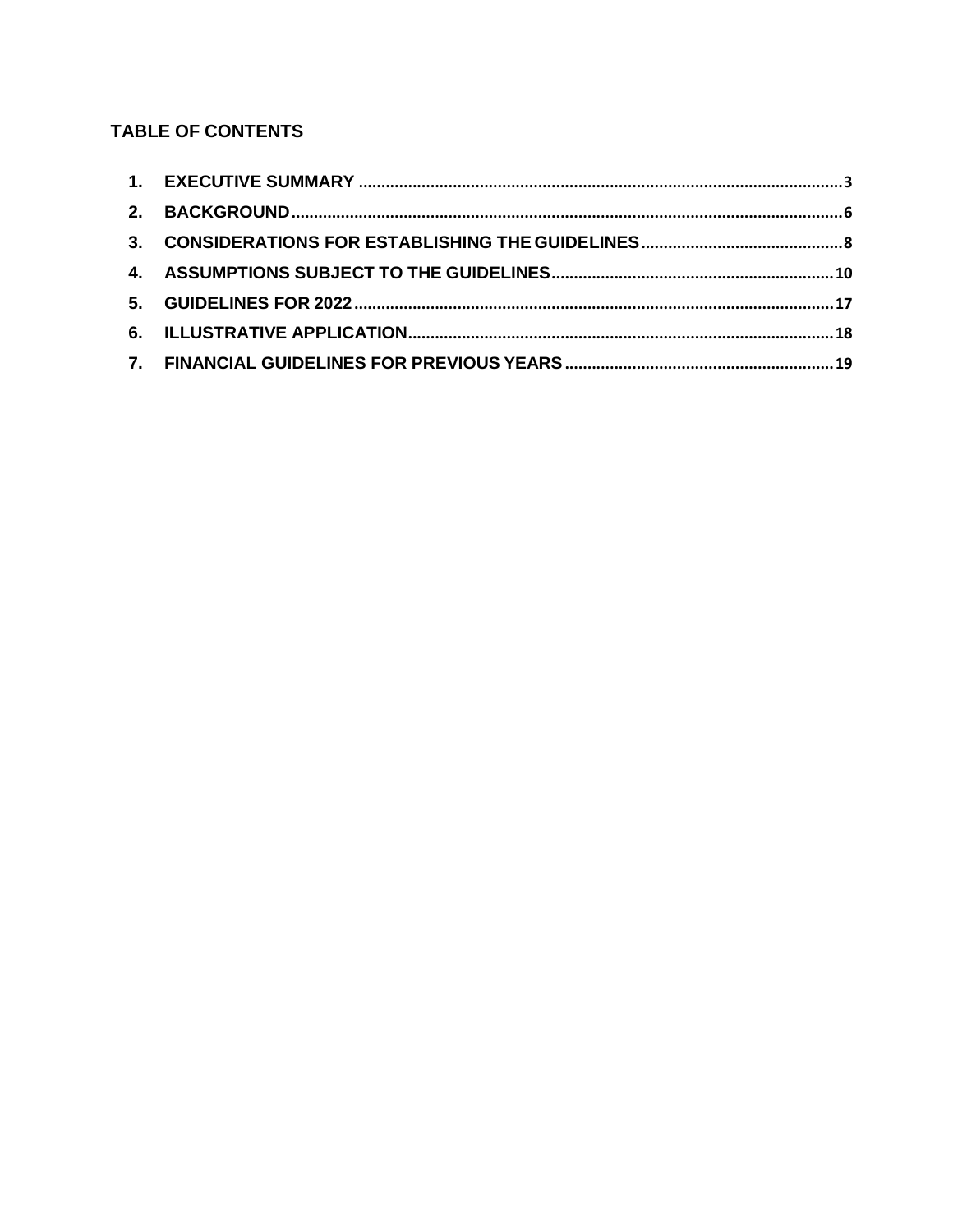## TABLE OF CONTENTS

1. EXECUTIVE SUMMARY .......... 3
2. BACKGROUND .......... 6
3. CONSIDERATIONS FOR ESTABLISHING THE GUIDELINES .......... 8
4. ASSUMPTIONS SUBJECT TO THE GUIDELINES .......... 10
5. GUIDELINES FOR 2022 .......... 17
6. ILLUSTRATIVE APPLICATION .......... 18
7. FINANCIAL GUIDELINES FOR PREVIOUS YEARS .......... 19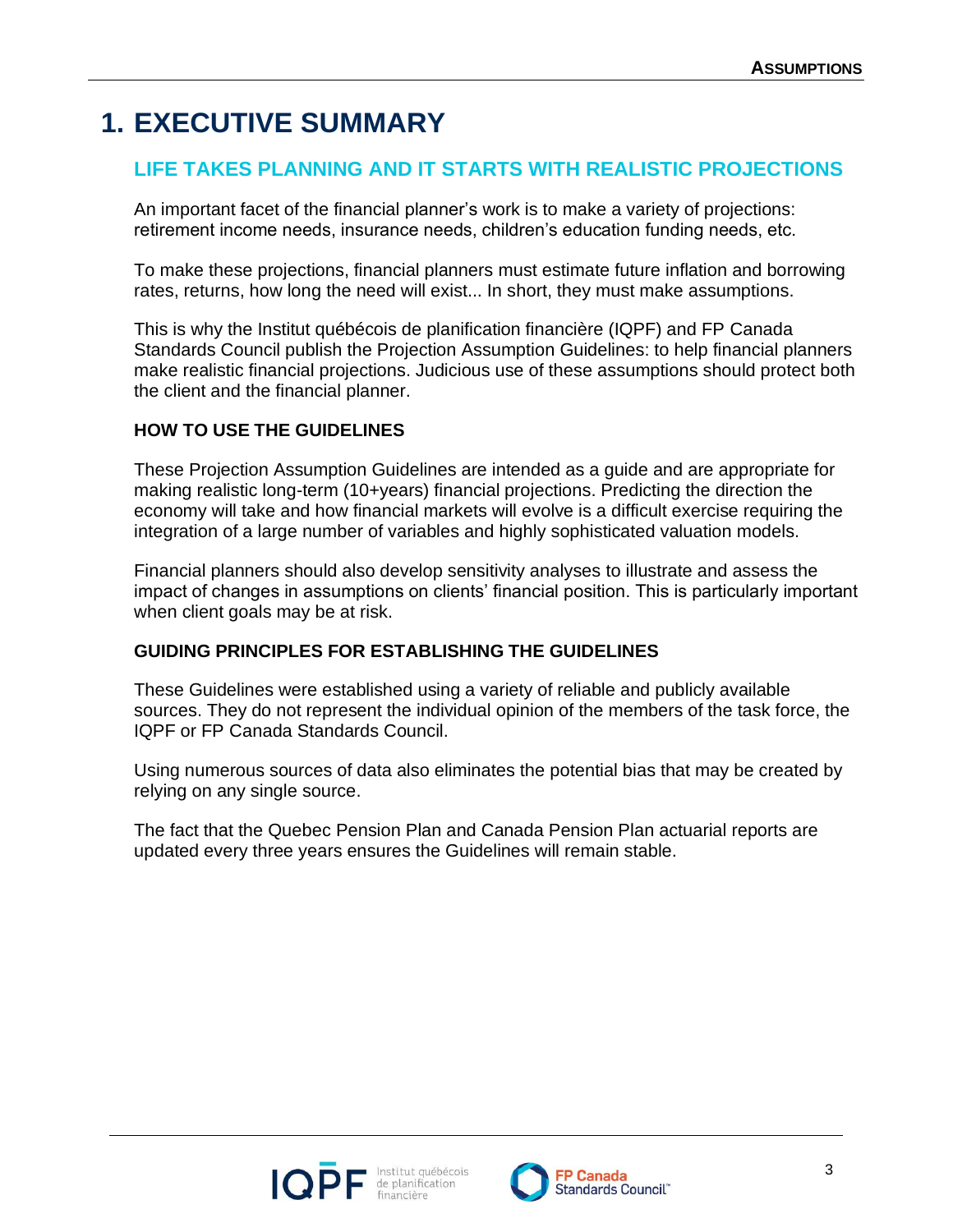# 1. EXECUTIVE SUMMARY

## LIFE TAKES PLANNING AND IT STARTS WITH REALISTIC PROJECTIONS

An important facet of the financial planner's work is to make a variety of projections: retirement income needs, insurance needs, children's education funding needs, etc.

To make these projections, financial planners must estimate future inflation and borrowing rates, returns, how long the need will exist... In short, they must make assumptions.

This is why the Institut québécois de planification financière (IQPF) and FP Canada Standards Council publish the Projection Assumption Guidelines: to help financial planners make realistic financial projections. Judicious use of these assumptions should protect both the client and the financial planner.

### HOW TO USE THE GUIDELINES

These Projection Assumption Guidelines are intended as a guide and are appropriate for making realistic long-term (10+years) financial projections. Predicting the direction the economy will take and how financial markets will evolve is a difficult exercise requiring the integration of a large number of variables and highly sophisticated valuation models.

Financial planners should also develop sensitivity analyses to illustrate and assess the impact of changes in assumptions on clients' financial position. This is particularly important when client goals may be at risk.

### GUIDING PRINCIPLES FOR ESTABLISHING THE GUIDELINES

These Guidelines were established using a variety of reliable and publicly available sources. They do not represent the individual opinion of the members of the task force, the IQPF or FP Canada Standards Council.

Using numerous sources of data also eliminates the potential bias that may be created by relying on any single source.

The fact that the Quebec Pension Plan and Canada Pension Plan actuarial reports are updated every three years ensures the Guidelines will remain stable.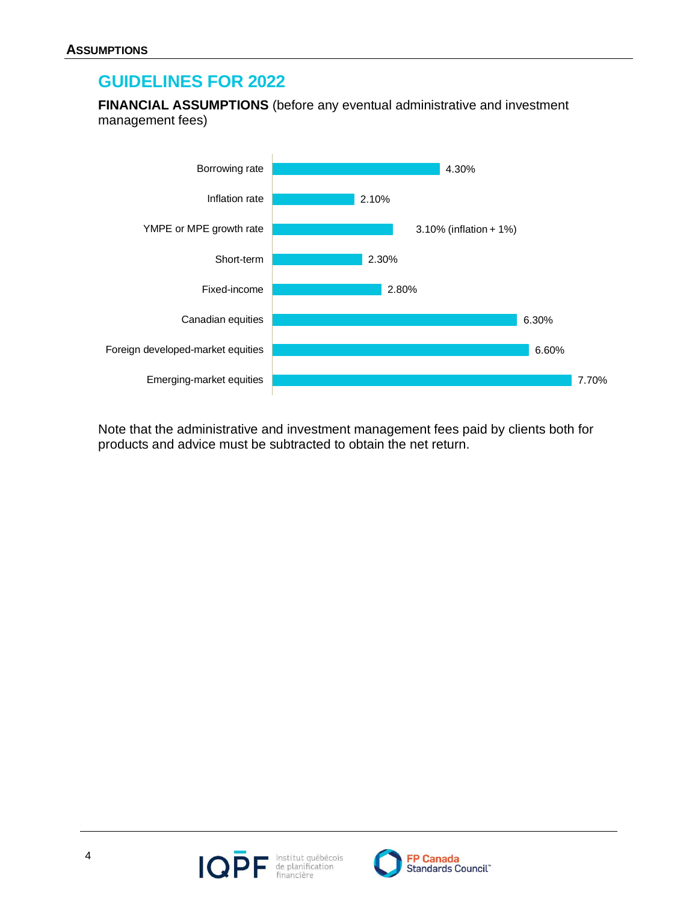## GUIDELINES FOR 2022

**FINANCIAL ASSUMPTIONS** (before any eventual administrative and investment management fees)

| Assumption | Rate |
| --- | --- |
| Borrowing rate | 4.30% |
| Inflation rate | 2.10% |
| YMPE or MPE growth rate | 3.10% (inflation + 1%) |
| Short-term | 2.30% |
| Fixed-income | 2.80% |
| Canadian equities | 6.30% |
| Foreign developed-market equities | 6.60% |
| Emerging-market equities | 7.70% |

Note that the administrative and investment management fees paid by clients both for products and advice must be subtracted to obtain the net return.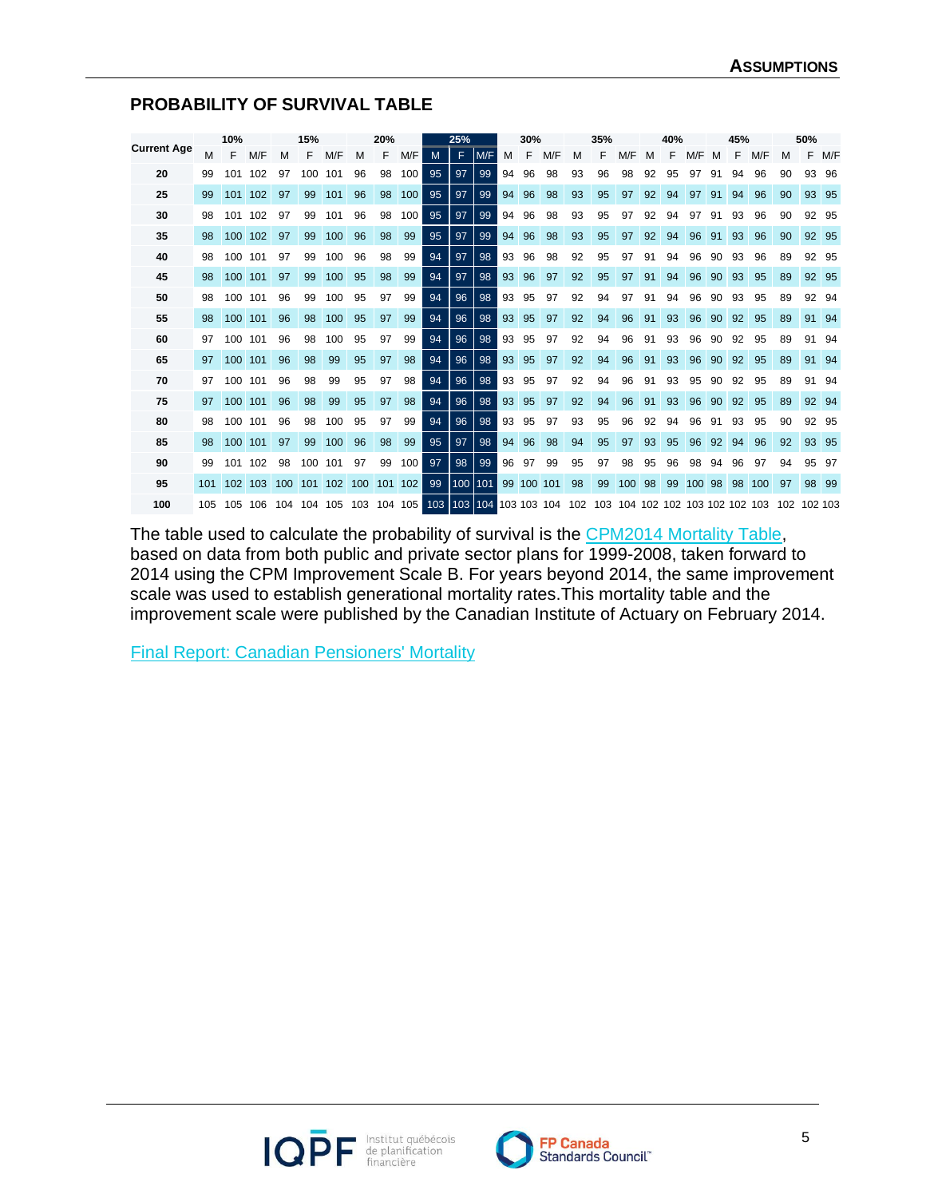## PROBABILITY OF SURVIVAL TABLE

| Current Age | 10% | | | 15% | | | 20% | | | 25% | | | 30% | | | 35% | | | 40% | | | 45% | | | 50% | | |
|---|---|---|---|---|---|---|---|---|---|---|---|---|---|---|---|---|---|---|---|---|---|---|---|---|---|---|---|
| | M | F | M/F | M | F | M/F | M | F | M/F | M | F | M/F | M | F | M/F | M | F | M/F | M | F | M/F | M | F | M/F | M | F | M/F |
| 20 | 99 | 101 | 102 | 97 | 100 | 101 | 96 | 98 | 100 | 95 | 97 | 99 | 94 | 96 | 98 | 93 | 96 | 98 | 92 | 95 | 97 | 91 | 94 | 96 | 90 | 93 | 96 |
| 25 | 99 | 101 | 102 | 97 | 99 | 101 | 96 | 98 | 100 | 95 | 97 | 99 | 94 | 96 | 98 | 93 | 95 | 97 | 92 | 94 | 97 | 91 | 94 | 96 | 90 | 93 | 95 |
| 30 | 98 | 101 | 102 | 97 | 99 | 101 | 96 | 98 | 100 | 95 | 97 | 99 | 94 | 96 | 98 | 93 | 95 | 97 | 92 | 94 | 97 | 91 | 93 | 96 | 90 | 92 | 95 |
| 35 | 98 | 100 | 102 | 97 | 99 | 100 | 96 | 98 | 99 | 95 | 97 | 99 | 94 | 96 | 98 | 93 | 95 | 97 | 92 | 94 | 96 | 91 | 93 | 96 | 90 | 92 | 95 |
| 40 | 98 | 100 | 101 | 97 | 99 | 100 | 96 | 98 | 99 | 94 | 97 | 98 | 93 | 96 | 98 | 92 | 95 | 97 | 91 | 94 | 96 | 90 | 93 | 96 | 89 | 92 | 95 |
| 45 | 98 | 100 | 101 | 97 | 99 | 100 | 95 | 98 | 99 | 94 | 97 | 98 | 93 | 96 | 97 | 92 | 95 | 97 | 91 | 94 | 96 | 90 | 93 | 95 | 89 | 92 | 95 |
| 50 | 98 | 100 | 101 | 96 | 99 | 100 | 95 | 97 | 99 | 94 | 96 | 98 | 93 | 95 | 97 | 92 | 94 | 97 | 91 | 94 | 96 | 90 | 93 | 95 | 89 | 92 | 94 |
| 55 | 98 | 100 | 101 | 96 | 98 | 100 | 95 | 97 | 99 | 94 | 96 | 98 | 93 | 95 | 97 | 92 | 94 | 96 | 91 | 93 | 96 | 90 | 92 | 95 | 89 | 91 | 94 |
| 60 | 97 | 100 | 101 | 96 | 98 | 100 | 95 | 97 | 99 | 94 | 96 | 98 | 93 | 95 | 97 | 92 | 94 | 96 | 91 | 93 | 96 | 90 | 92 | 95 | 89 | 91 | 94 |
| 65 | 97 | 100 | 101 | 96 | 98 | 99 | 95 | 97 | 98 | 94 | 96 | 98 | 93 | 95 | 97 | 92 | 94 | 96 | 91 | 93 | 96 | 90 | 92 | 95 | 89 | 91 | 94 |
| 70 | 97 | 100 | 101 | 96 | 98 | 99 | 95 | 97 | 98 | 94 | 96 | 98 | 93 | 95 | 97 | 92 | 94 | 96 | 91 | 93 | 95 | 90 | 92 | 95 | 89 | 91 | 94 |
| 75 | 97 | 100 | 101 | 96 | 98 | 99 | 95 | 97 | 98 | 94 | 96 | 98 | 93 | 95 | 97 | 92 | 94 | 96 | 91 | 93 | 96 | 90 | 92 | 95 | 89 | 92 | 94 |
| 80 | 98 | 100 | 101 | 96 | 98 | 100 | 95 | 97 | 99 | 94 | 96 | 98 | 93 | 95 | 97 | 93 | 95 | 96 | 92 | 94 | 96 | 91 | 93 | 95 | 90 | 92 | 95 |
| 85 | 98 | 100 | 101 | 97 | 99 | 100 | 96 | 98 | 99 | 95 | 97 | 98 | 94 | 96 | 98 | 94 | 95 | 97 | 93 | 95 | 96 | 92 | 94 | 96 | 92 | 93 | 95 |
| 90 | 99 | 101 | 102 | 98 | 100 | 101 | 97 | 99 | 100 | 97 | 98 | 99 | 96 | 97 | 99 | 95 | 97 | 98 | 95 | 96 | 98 | 94 | 96 | 97 | 94 | 95 | 97 |
| 95 | 101 | 102 | 103 | 100 | 101 | 102 | 100 | 101 | 102 | 99 | 100 | 101 | 99 | 100 | 101 | 98 | 99 | 100 | 98 | 99 | 100 | 98 | 98 | 100 | 97 | 98 | 99 |
| 100 | 105 | 105 | 106 | 104 | 104 | 105 | 103 | 104 | 105 | 103 | 103 | 104 | 103 | 103 | 104 | 102 | 103 | 104 | 102 | 102 | 103 | 102 | 102 | 103 | 102 | 102 | 103 |

The table used to calculate the probability of survival is the CPM2014 Mortality Table, based on data from both public and private sector plans for 1999-2008, taken forward to 2014 using the CPM Improvement Scale B. For years beyond 2014, the same improvement scale was used to establish generational mortality rates.This mortality table and the improvement scale were published by the Canadian Institute of Actuary on February 2014.

Final Report: Canadian Pensioners' Mortality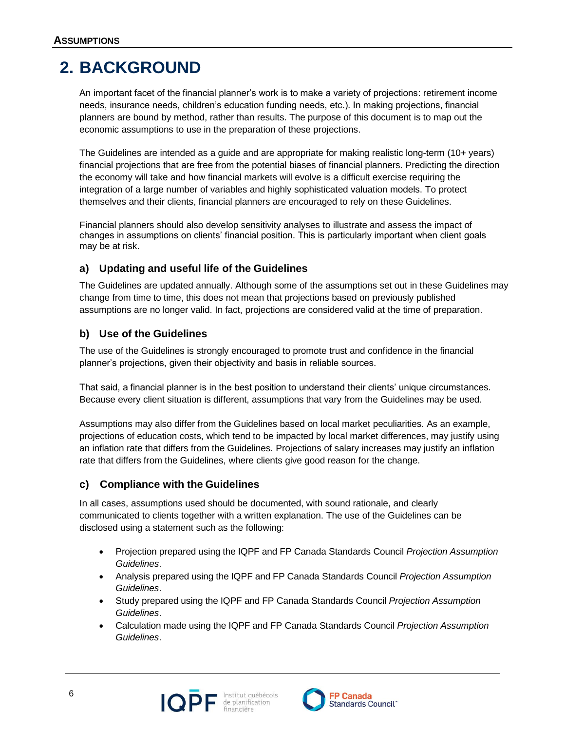# 2. BACKGROUND

An important facet of the financial planner's work is to make a variety of projections: retirement income needs, insurance needs, children's education funding needs, etc.). In making projections, financial planners are bound by method, rather than results. The purpose of this document is to map out the economic assumptions to use in the preparation of these projections.

The Guidelines are intended as a guide and are appropriate for making realistic long-term (10+ years) financial projections that are free from the potential biases of financial planners. Predicting the direction the economy will take and how financial markets will evolve is a difficult exercise requiring the integration of a large number of variables and highly sophisticated valuation models. To protect themselves and their clients, financial planners are encouraged to rely on these Guidelines.

Financial planners should also develop sensitivity analyses to illustrate and assess the impact of changes in assumptions on clients' financial position. This is particularly important when client goals may be at risk.

### a) Updating and useful life of the Guidelines

The Guidelines are updated annually. Although some of the assumptions set out in these Guidelines may change from time to time, this does not mean that projections based on previously published assumptions are no longer valid. In fact, projections are considered valid at the time of preparation.

### b) Use of the Guidelines

The use of the Guidelines is strongly encouraged to promote trust and confidence in the financial planner's projections, given their objectivity and basis in reliable sources.

That said, a financial planner is in the best position to understand their clients' unique circumstances. Because every client situation is different, assumptions that vary from the Guidelines may be used.

Assumptions may also differ from the Guidelines based on local market peculiarities. As an example, projections of education costs, which tend to be impacted by local market differences, may justify using an inflation rate that differs from the Guidelines. Projections of salary increases may justify an inflation rate that differs from the Guidelines, where clients give good reason for the change.

### c) Compliance with the Guidelines

In all cases, assumptions used should be documented, with sound rationale, and clearly communicated to clients together with a written explanation. The use of the Guidelines can be disclosed using a statement such as the following:

- Projection prepared using the IQPF and FP Canada Standards Council *Projection Assumption Guidelines*.
- Analysis prepared using the IQPF and FP Canada Standards Council *Projection Assumption Guidelines*.
- Study prepared using the IQPF and FP Canada Standards Council *Projection Assumption Guidelines*.
- Calculation made using the IQPF and FP Canada Standards Council *Projection Assumption Guidelines*.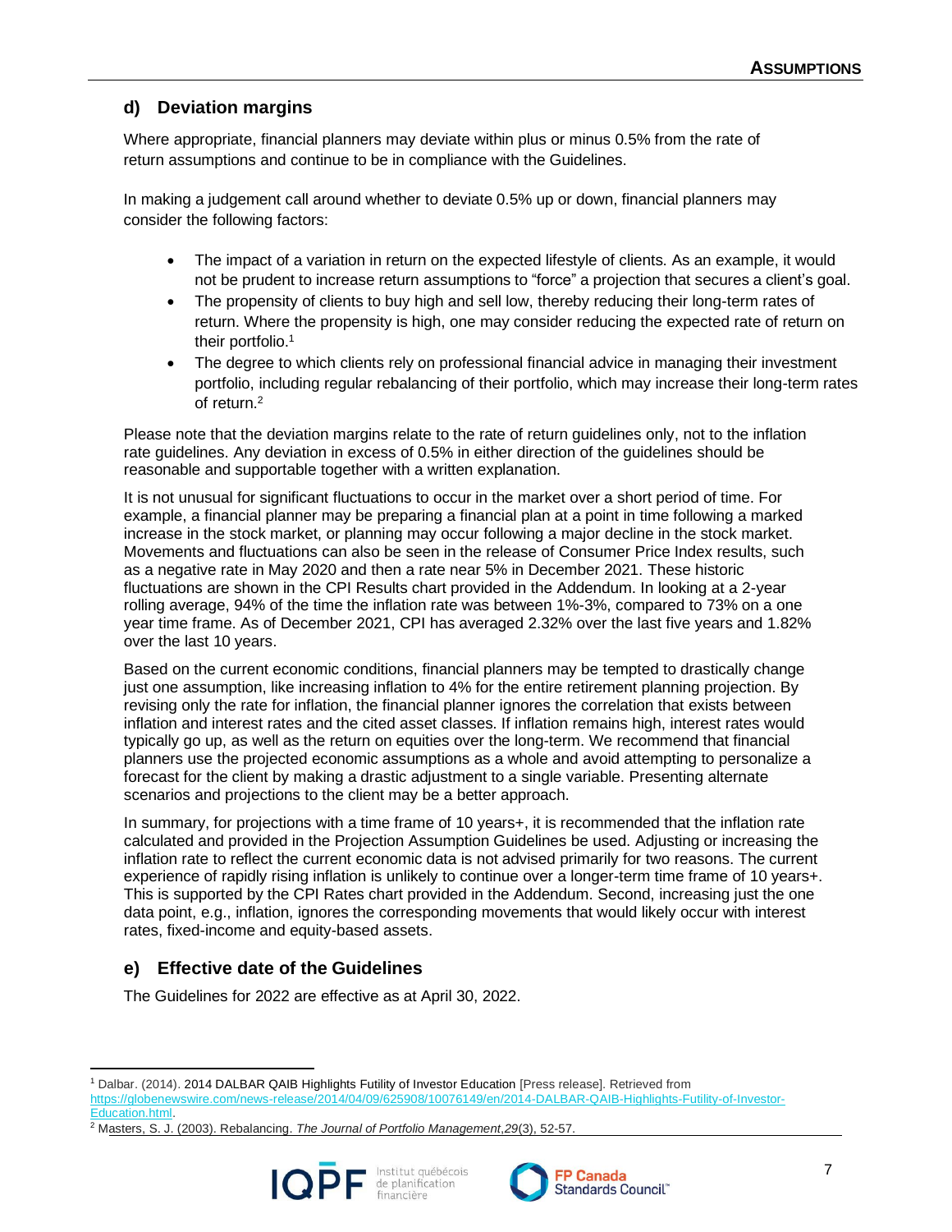## d) Deviation margins

Where appropriate, financial planners may deviate within plus or minus 0.5% from the rate of return assumptions and continue to be in compliance with the Guidelines.

In making a judgement call around whether to deviate 0.5% up or down, financial planners may consider the following factors:

- The impact of a variation in return on the expected lifestyle of clients. As an example, it would not be prudent to increase return assumptions to "force" a projection that secures a client's goal.
- The propensity of clients to buy high and sell low, thereby reducing their long-term rates of return. Where the propensity is high, one may consider reducing the expected rate of return on their portfolio.[1]
- The degree to which clients rely on professional financial advice in managing their investment portfolio, including regular rebalancing of their portfolio, which may increase their long-term rates of return.[2]

Please note that the deviation margins relate to the rate of return guidelines only, not to the inflation rate guidelines. Any deviation in excess of 0.5% in either direction of the guidelines should be reasonable and supportable together with a written explanation.

It is not unusual for significant fluctuations to occur in the market over a short period of time. For example, a financial planner may be preparing a financial plan at a point in time following a marked increase in the stock market, or planning may occur following a major decline in the stock market. Movements and fluctuations can also be seen in the release of Consumer Price Index results, such as a negative rate in May 2020 and then a rate near 5% in December 2021. These historic fluctuations are shown in the CPI Results chart provided in the Addendum. In looking at a 2-year rolling average, 94% of the time the inflation rate was between 1%-3%, compared to 73% on a one year time frame. As of December 2021, CPI has averaged 2.32% over the last five years and 1.82% over the last 10 years.

Based on the current economic conditions, financial planners may be tempted to drastically change just one assumption, like increasing inflation to 4% for the entire retirement planning projection. By revising only the rate for inflation, the financial planner ignores the correlation that exists between inflation and interest rates and the cited asset classes. If inflation remains high, interest rates would typically go up, as well as the return on equities over the long-term. We recommend that financial planners use the projected economic assumptions as a whole and avoid attempting to personalize a forecast for the client by making a drastic adjustment to a single variable. Presenting alternate scenarios and projections to the client may be a better approach.

In summary, for projections with a time frame of 10 years+, it is recommended that the inflation rate calculated and provided in the Projection Assumption Guidelines be used. Adjusting or increasing the inflation rate to reflect the current economic data is not advised primarily for two reasons. The current experience of rapidly rising inflation is unlikely to continue over a longer-term time frame of 10 years+. This is supported by the CPI Rates chart provided in the Addendum. Second, increasing just the one data point, e.g., inflation, ignores the corresponding movements that would likely occur with interest rates, fixed-income and equity-based assets.

## e) Effective date of the Guidelines

The Guidelines for 2022 are effective as at April 30, 2022.

---

[1] Dalbar. (2014). 2014 DALBAR QAIB Highlights Futility of Investor Education [Press release]. Retrieved from https://globenewswire.com/news-release/2014/04/09/625908/10076149/en/2014-DALBAR-QAIB-Highlights-Futility-of-Investor-Education.html.

[2] Masters, S. J. (2003). Rebalancing. *The Journal of Portfolio Management*, *29*(3), 52-57.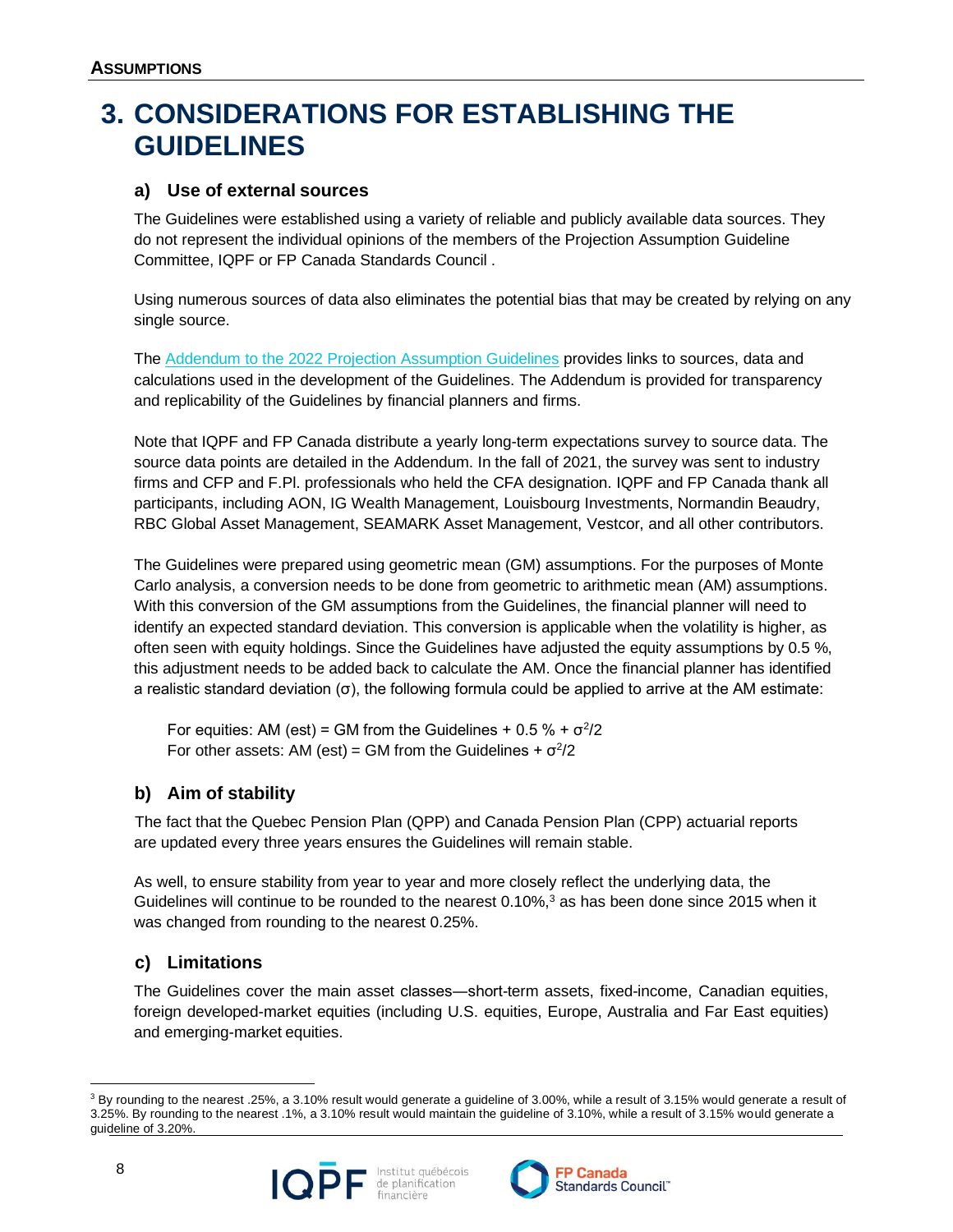# 3. CONSIDERATIONS FOR ESTABLISHING THE GUIDELINES

## a) Use of external sources

The Guidelines were established using a variety of reliable and publicly available data sources. They do not represent the individual opinions of the members of the Projection Assumption Guideline Committee, IQPF or FP Canada Standards Council .

Using numerous sources of data also eliminates the potential bias that may be created by relying on any single source.

The Addendum to the 2022 Projection Assumption Guidelines provides links to sources, data and calculations used in the development of the Guidelines. The Addendum is provided for transparency and replicability of the Guidelines by financial planners and firms.

Note that IQPF and FP Canada distribute a yearly long-term expectations survey to source data. The source data points are detailed in the Addendum. In the fall of 2021, the survey was sent to industry firms and CFP and F.Pl. professionals who held the CFA designation. IQPF and FP Canada thank all participants, including AON, IG Wealth Management, Louisbourg Investments, Normandin Beaudry, RBC Global Asset Management, SEAMARK Asset Management, Vestcor, and all other contributors.

The Guidelines were prepared using geometric mean (GM) assumptions. For the purposes of Monte Carlo analysis, a conversion needs to be done from geometric to arithmetic mean (AM) assumptions. With this conversion of the GM assumptions from the Guidelines, the financial planner will need to identify an expected standard deviation. This conversion is applicable when the volatility is higher, as often seen with equity holdings. Since the Guidelines have adjusted the equity assumptions by 0.5 %, this adjustment needs to be added back to calculate the AM. Once the financial planner has identified a realistic standard deviation (σ), the following formula could be applied to arrive at the AM estimate:

For equities: AM (est) = GM from the Guidelines + 0.5 % + $\sigma^2/2$
For other assets: AM (est) = GM from the Guidelines + $\sigma^2/2$

## b) Aim of stability

The fact that the Quebec Pension Plan (QPP) and Canada Pension Plan (CPP) actuarial reports are updated every three years ensures the Guidelines will remain stable.

As well, to ensure stability from year to year and more closely reflect the underlying data, the Guidelines will continue to be rounded to the nearest 0.10%,[3] as has been done since 2015 when it was changed from rounding to the nearest 0.25%.

## c) Limitations

The Guidelines cover the main asset classes—short-term assets, fixed-income, Canadian equities, foreign developed-market equities (including U.S. equities, Europe, Australia and Far East equities) and emerging-market equities.

---

[3] By rounding to the nearest .25%, a 3.10% result would generate a guideline of 3.00%, while a result of 3.15% would generate a result of 3.25%. By rounding to the nearest .1%, a 3.10% result would maintain the guideline of 3.10%, while a result of 3.15% would generate a guideline of 3.20%.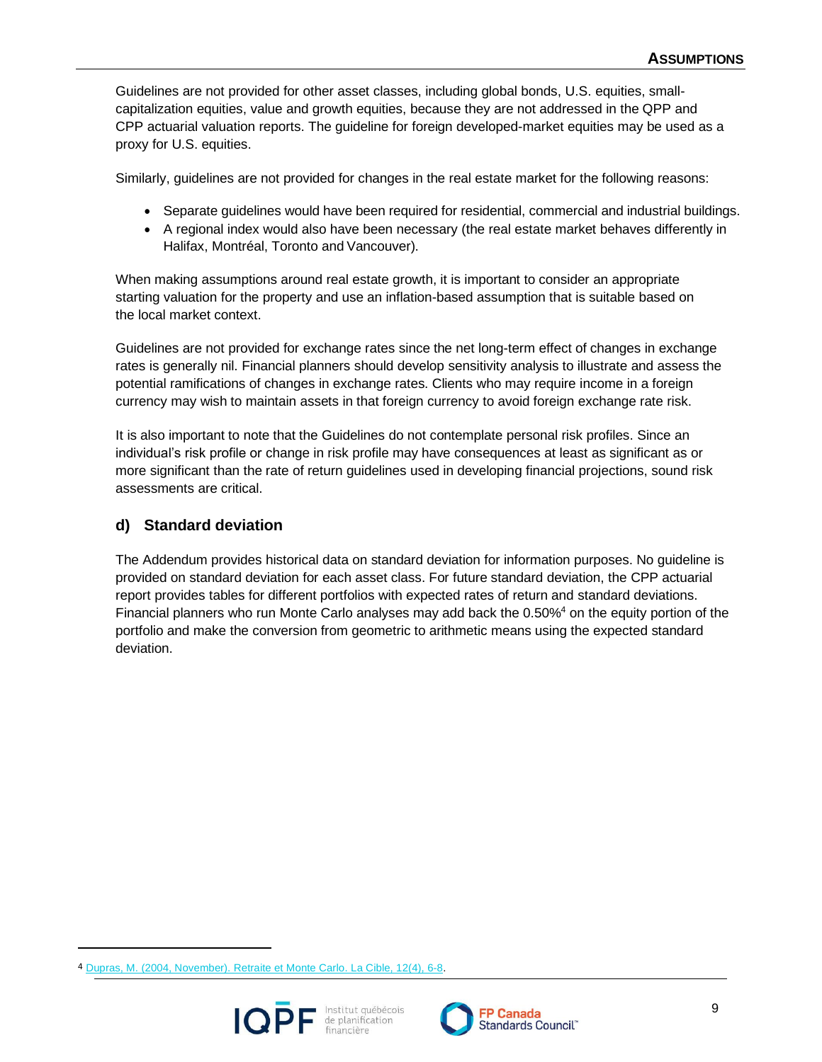Guidelines are not provided for other asset classes, including global bonds, U.S. equities, small-capitalization equities, value and growth equities, because they are not addressed in the QPP and CPP actuarial valuation reports. The guideline for foreign developed-market equities may be used as a proxy for U.S. equities.

Similarly, guidelines are not provided for changes in the real estate market for the following reasons:

- Separate guidelines would have been required for residential, commercial and industrial buildings.
- A regional index would also have been necessary (the real estate market behaves differently in Halifax, Montréal, Toronto and Vancouver).

When making assumptions around real estate growth, it is important to consider an appropriate starting valuation for the property and use an inflation-based assumption that is suitable based on the local market context.

Guidelines are not provided for exchange rates since the net long-term effect of changes in exchange rates is generally nil. Financial planners should develop sensitivity analysis to illustrate and assess the potential ramifications of changes in exchange rates. Clients who may require income in a foreign currency may wish to maintain assets in that foreign currency to avoid foreign exchange rate risk.

It is also important to note that the Guidelines do not contemplate personal risk profiles. Since an individual's risk profile or change in risk profile may have consequences at least as significant as or more significant than the rate of return guidelines used in developing financial projections, sound risk assessments are critical.

## d) Standard deviation

The Addendum provides historical data on standard deviation for information purposes. No guideline is provided on standard deviation for each asset class. For future standard deviation, the CPP actuarial report provides tables for different portfolios with expected rates of return and standard deviations. Financial planners who run Monte Carlo analyses may add back the 0.50%[4] on the equity portion of the portfolio and make the conversion from geometric to arithmetic means using the expected standard deviation.

---

[4] Dupras, M. (2004, November). Retraite et Monte Carlo. La Cible, 12(4), 6-8.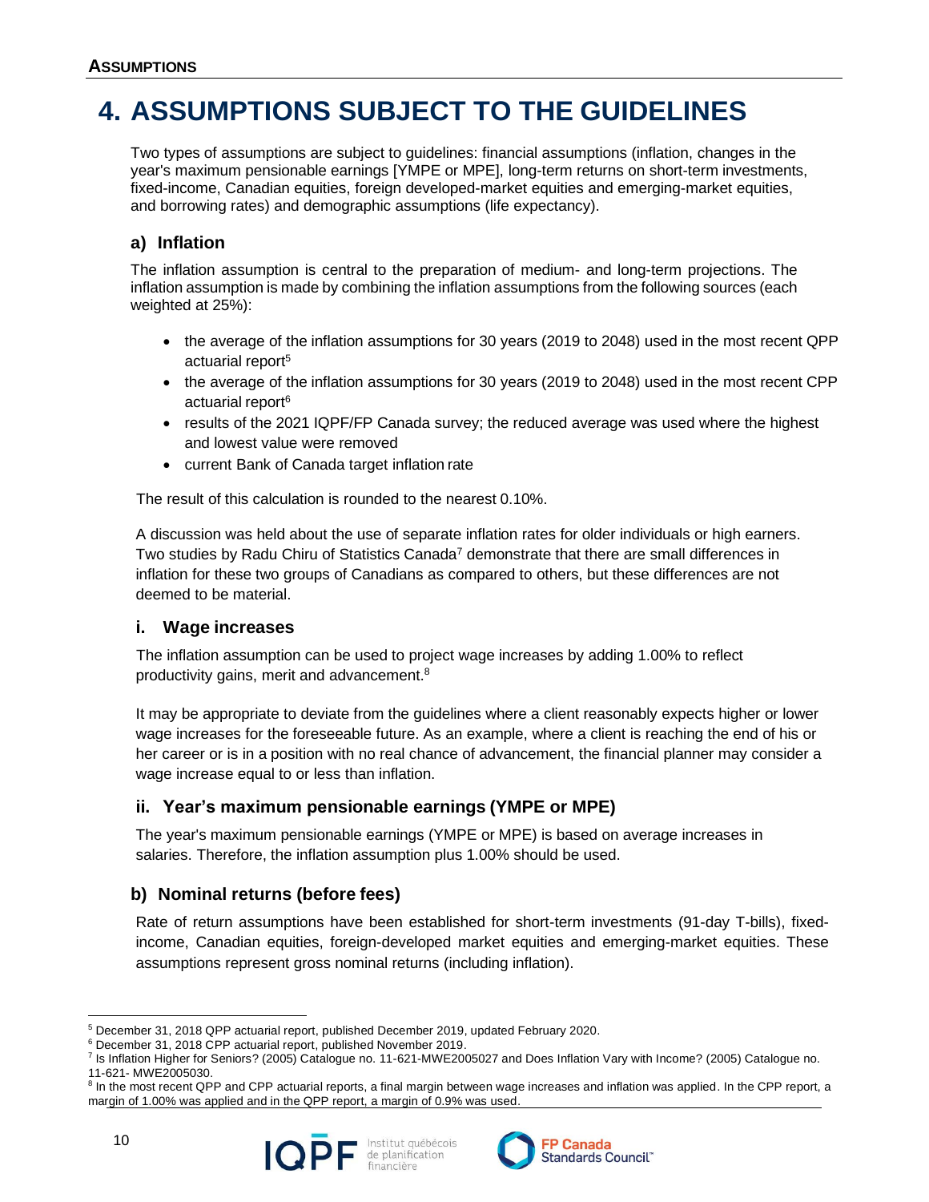# 4. ASSUMPTIONS SUBJECT TO THE GUIDELINES

Two types of assumptions are subject to guidelines: financial assumptions (inflation, changes in the year's maximum pensionable earnings [YMPE or MPE], long-term returns on short-term investments, fixed-income, Canadian equities, foreign developed-market equities and emerging-market equities, and borrowing rates) and demographic assumptions (life expectancy).

## a) Inflation

The inflation assumption is central to the preparation of medium- and long-term projections. The inflation assumption is made by combining the inflation assumptions from the following sources (each weighted at 25%):

- the average of the inflation assumptions for 30 years (2019 to 2048) used in the most recent QPP actuarial report[5]
- the average of the inflation assumptions for 30 years (2019 to 2048) used in the most recent CPP actuarial report[6]
- results of the 2021 IQPF/FP Canada survey; the reduced average was used where the highest and lowest value were removed
- current Bank of Canada target inflation rate

The result of this calculation is rounded to the nearest 0.10%.

A discussion was held about the use of separate inflation rates for older individuals or high earners. Two studies by Radu Chiru of Statistics Canada[7] demonstrate that there are small differences in inflation for these two groups of Canadians as compared to others, but these differences are not deemed to be material.

### i. Wage increases

The inflation assumption can be used to project wage increases by adding 1.00% to reflect productivity gains, merit and advancement.[8]

It may be appropriate to deviate from the guidelines where a client reasonably expects higher or lower wage increases for the foreseeable future. As an example, where a client is reaching the end of his or her career or is in a position with no real chance of advancement, the financial planner may consider a wage increase equal to or less than inflation.

### ii. Year's maximum pensionable earnings (YMPE or MPE)

The year's maximum pensionable earnings (YMPE or MPE) is based on average increases in salaries. Therefore, the inflation assumption plus 1.00% should be used.

## b) Nominal returns (before fees)

Rate of return assumptions have been established for short-term investments (91-day T-bills), fixed-income, Canadian equities, foreign-developed market equities and emerging-market equities. These assumptions represent gross nominal returns (including inflation).

---

[5] December 31, 2018 QPP actuarial report, published December 2019, updated February 2020.

[6] December 31, 2018 CPP actuarial report, published November 2019.

[7] Is Inflation Higher for Seniors? (2005) Catalogue no. 11-621-MWE2005027 and Does Inflation Vary with Income? (2005) Catalogue no. 11-621- MWE2005030.

[8] In the most recent QPP and CPP actuarial reports, a final margin between wage increases and inflation was applied. In the CPP report, a margin of 1.00% was applied and in the QPP report, a margin of 0.9% was used.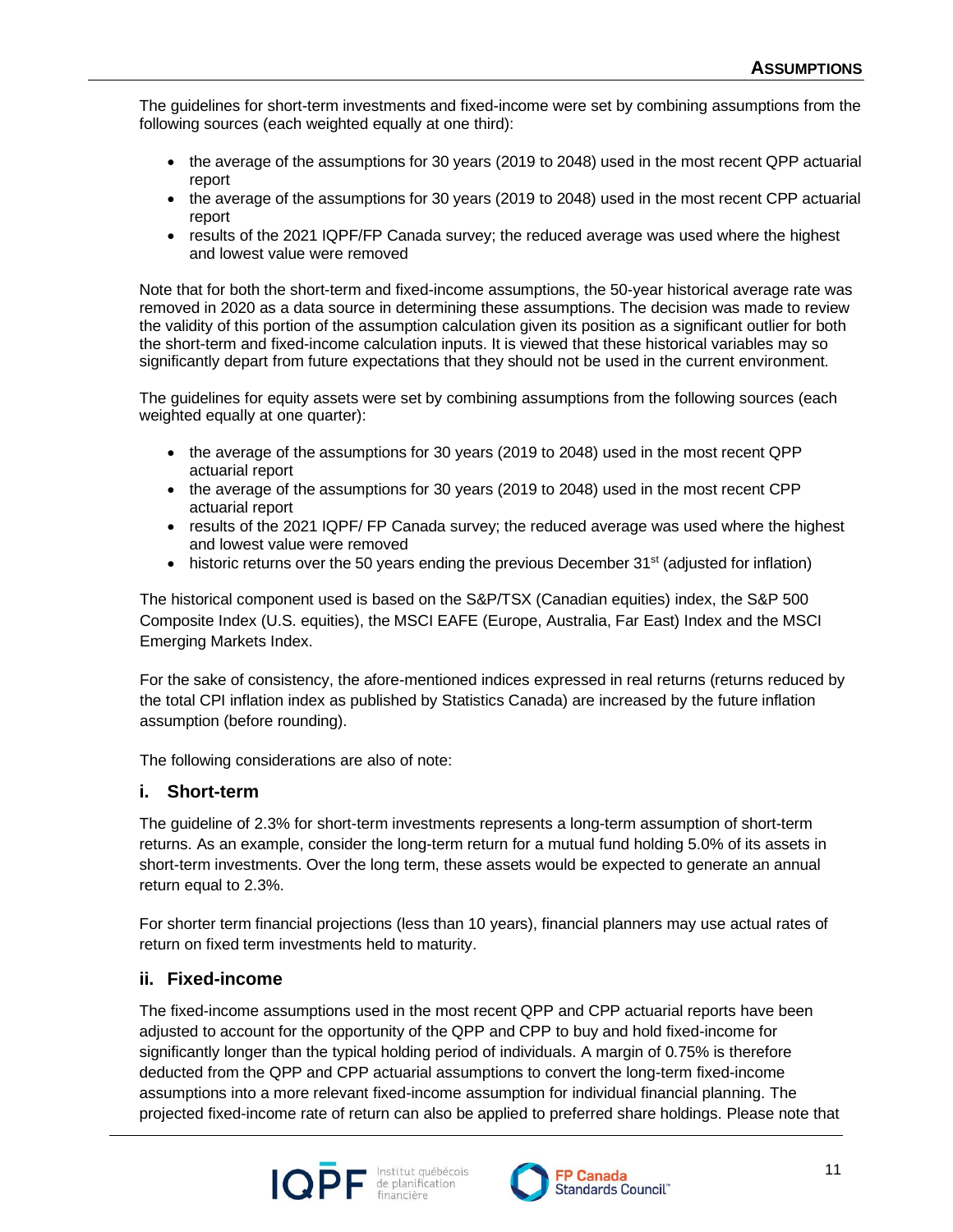The guidelines for short-term investments and fixed-income were set by combining assumptions from the following sources (each weighted equally at one third):

- the average of the assumptions for 30 years (2019 to 2048) used in the most recent QPP actuarial report
- the average of the assumptions for 30 years (2019 to 2048) used in the most recent CPP actuarial report
- results of the 2021 IQPF/FP Canada survey; the reduced average was used where the highest and lowest value were removed

Note that for both the short-term and fixed-income assumptions, the 50-year historical average rate was removed in 2020 as a data source in determining these assumptions. The decision was made to review the validity of this portion of the assumption calculation given its position as a significant outlier for both the short-term and fixed-income calculation inputs. It is viewed that these historical variables may so significantly depart from future expectations that they should not be used in the current environment.

The guidelines for equity assets were set by combining assumptions from the following sources (each weighted equally at one quarter):

- the average of the assumptions for 30 years (2019 to 2048) used in the most recent QPP actuarial report
- the average of the assumptions for 30 years (2019 to 2048) used in the most recent CPP actuarial report
- results of the 2021 IQPF/ FP Canada survey; the reduced average was used where the highest and lowest value were removed
- historic returns over the 50 years ending the previous December 31st (adjusted for inflation)

The historical component used is based on the S&P/TSX (Canadian equities) index, the S&P 500 Composite Index (U.S. equities), the MSCI EAFE (Europe, Australia, Far East) Index and the MSCI Emerging Markets Index.

For the sake of consistency, the afore-mentioned indices expressed in real returns (returns reduced by the total CPI inflation index as published by Statistics Canada) are increased by the future inflation assumption (before rounding).

The following considerations are also of note:

### i. Short-term

The guideline of 2.3% for short-term investments represents a long-term assumption of short-term returns. As an example, consider the long-term return for a mutual fund holding 5.0% of its assets in short-term investments. Over the long term, these assets would be expected to generate an annual return equal to 2.3%.

For shorter term financial projections (less than 10 years), financial planners may use actual rates of return on fixed term investments held to maturity.

### ii. Fixed-income

The fixed-income assumptions used in the most recent QPP and CPP actuarial reports have been adjusted to account for the opportunity of the QPP and CPP to buy and hold fixed-income for significantly longer than the typical holding period of individuals. A margin of 0.75% is therefore deducted from the QPP and CPP actuarial assumptions to convert the long-term fixed-income assumptions into a more relevant fixed-income assumption for individual financial planning. The projected fixed-income rate of return can also be applied to preferred share holdings. Please note that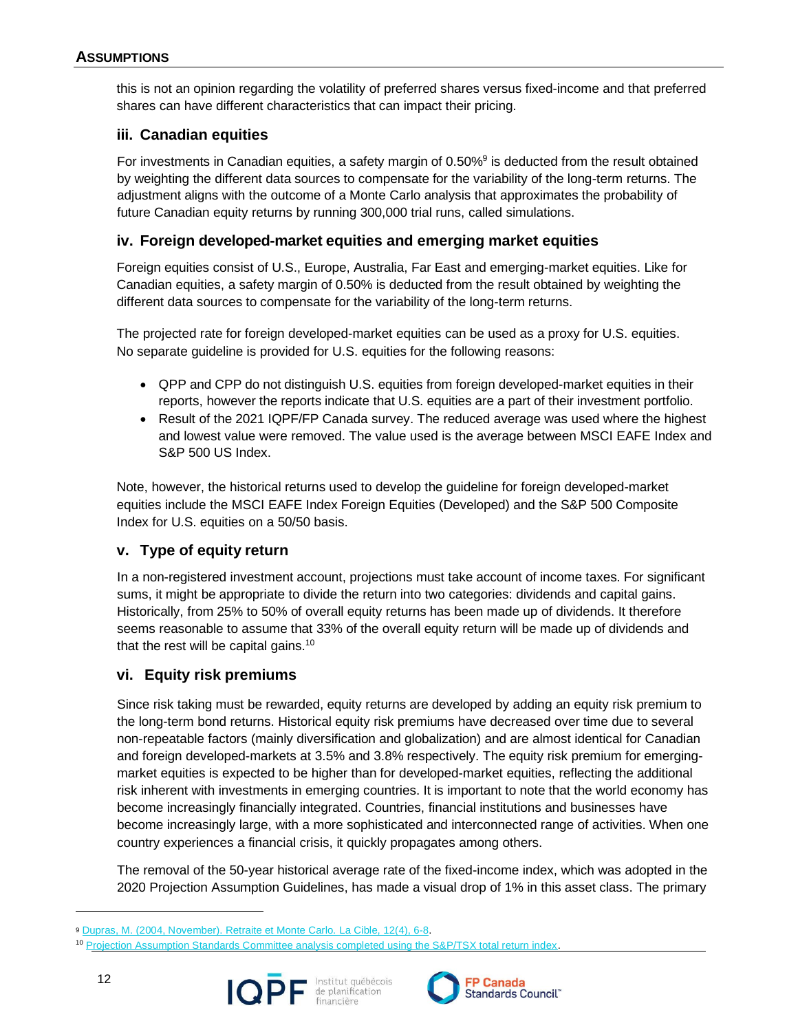this is not an opinion regarding the volatility of preferred shares versus fixed-income and that preferred shares can have different characteristics that can impact their pricing.

### iii. Canadian equities

For investments in Canadian equities, a safety margin of 0.50%[9] is deducted from the result obtained by weighting the different data sources to compensate for the variability of the long-term returns. The adjustment aligns with the outcome of a Monte Carlo analysis that approximates the probability of future Canadian equity returns by running 300,000 trial runs, called simulations.

### iv. Foreign developed-market equities and emerging market equities

Foreign equities consist of U.S., Europe, Australia, Far East and emerging-market equities. Like for Canadian equities, a safety margin of 0.50% is deducted from the result obtained by weighting the different data sources to compensate for the variability of the long-term returns.

The projected rate for foreign developed-market equities can be used as a proxy for U.S. equities. No separate guideline is provided for U.S. equities for the following reasons:

- QPP and CPP do not distinguish U.S. equities from foreign developed-market equities in their reports, however the reports indicate that U.S. equities are a part of their investment portfolio.
- Result of the 2021 IQPF/FP Canada survey. The reduced average was used where the highest and lowest value were removed. The value used is the average between MSCI EAFE Index and S&P 500 US Index.

Note, however, the historical returns used to develop the guideline for foreign developed-market equities include the MSCI EAFE Index Foreign Equities (Developed) and the S&P 500 Composite Index for U.S. equities on a 50/50 basis.

### v. Type of equity return

In a non-registered investment account, projections must take account of income taxes. For significant sums, it might be appropriate to divide the return into two categories: dividends and capital gains. Historically, from 25% to 50% of overall equity returns has been made up of dividends. It therefore seems reasonable to assume that 33% of the overall equity return will be made up of dividends and that the rest will be capital gains.[10]

### vi. Equity risk premiums

Since risk taking must be rewarded, equity returns are developed by adding an equity risk premium to the long-term bond returns. Historical equity risk premiums have decreased over time due to several non-repeatable factors (mainly diversification and globalization) and are almost identical for Canadian and foreign developed-markets at 3.5% and 3.8% respectively. The equity risk premium for emerging-market equities is expected to be higher than for developed-market equities, reflecting the additional risk inherent with investments in emerging countries. It is important to note that the world economy has become increasingly financially integrated. Countries, financial institutions and businesses have become increasingly large, with a more sophisticated and interconnected range of activities. When one country experiences a financial crisis, it quickly propagates among others.

The removal of the 50-year historical average rate of the fixed-income index, which was adopted in the 2020 Projection Assumption Guidelines, has made a visual drop of 1% in this asset class. The primary

---

[9] Dupras, M. (2004, November). Retraite et Monte Carlo. La Cible, 12(4), 6-8.

[10] Projection Assumption Standards Committee analysis completed using the S&P/TSX total return index.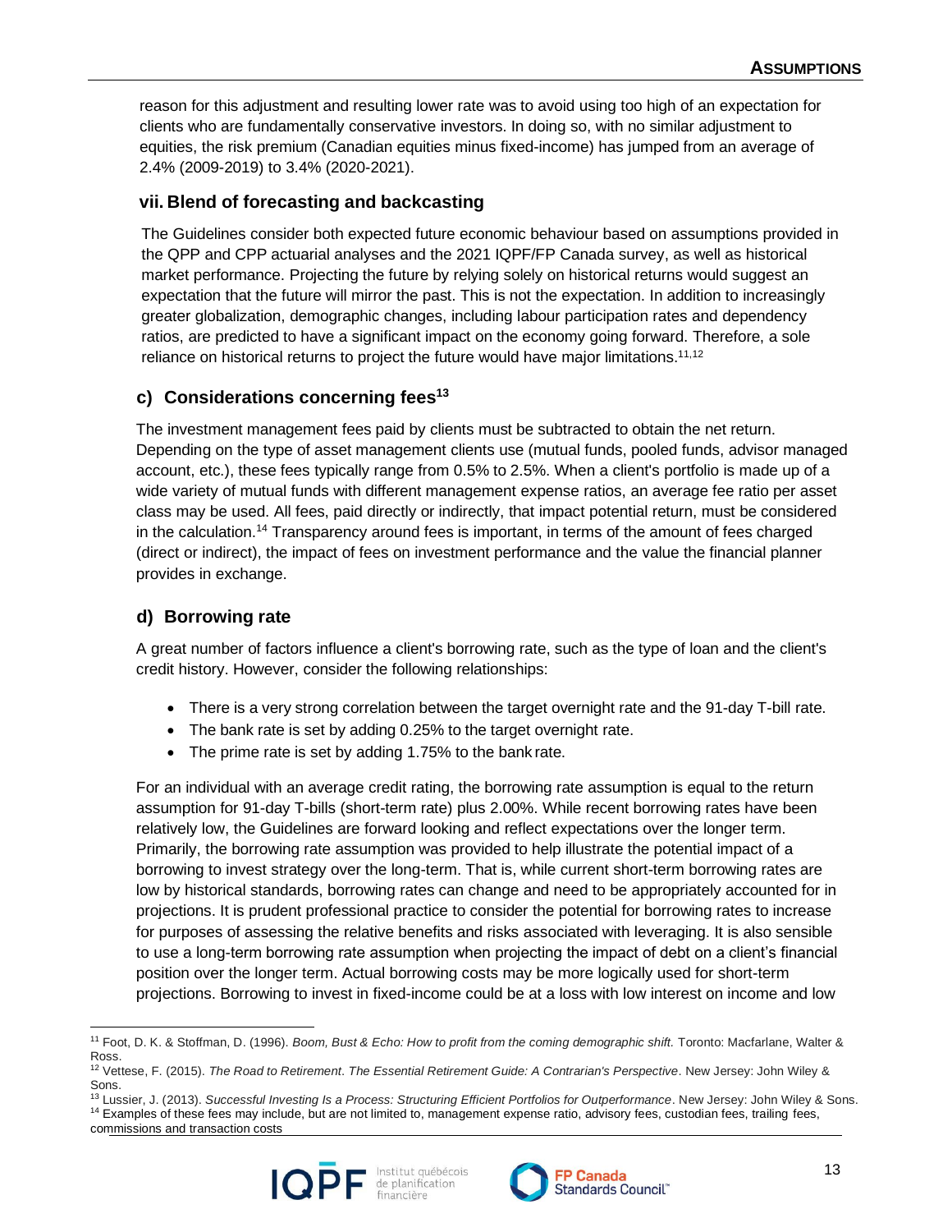reason for this adjustment and resulting lower rate was to avoid using too high of an expectation for clients who are fundamentally conservative investors. In doing so, with no similar adjustment to equities, the risk premium (Canadian equities minus fixed-income) has jumped from an average of 2.4% (2009-2019) to 3.4% (2020-2021).

### vii. Blend of forecasting and backcasting

The Guidelines consider both expected future economic behaviour based on assumptions provided in the QPP and CPP actuarial analyses and the 2021 IQPF/FP Canada survey, as well as historical market performance. Projecting the future by relying solely on historical returns would suggest an expectation that the future will mirror the past. This is not the expectation. In addition to increasingly greater globalization, demographic changes, including labour participation rates and dependency ratios, are predicted to have a significant impact on the economy going forward. Therefore, a sole reliance on historical returns to project the future would have major limitations.[11,12]

## c) Considerations concerning fees[13]

The investment management fees paid by clients must be subtracted to obtain the net return. Depending on the type of asset management clients use (mutual funds, pooled funds, advisor managed account, etc.), these fees typically range from 0.5% to 2.5%. When a client's portfolio is made up of a wide variety of mutual funds with different management expense ratios, an average fee ratio per asset class may be used. All fees, paid directly or indirectly, that impact potential return, must be considered in the calculation.[14] Transparency around fees is important, in terms of the amount of fees charged (direct or indirect), the impact of fees on investment performance and the value the financial planner provides in exchange.

## d) Borrowing rate

A great number of factors influence a client's borrowing rate, such as the type of loan and the client's credit history. However, consider the following relationships:

- There is a very strong correlation between the target overnight rate and the 91-day T-bill rate.
- The bank rate is set by adding 0.25% to the target overnight rate.
- The prime rate is set by adding 1.75% to the bank rate.

For an individual with an average credit rating, the borrowing rate assumption is equal to the return assumption for 91-day T-bills (short-term rate) plus 2.00%. While recent borrowing rates have been relatively low, the Guidelines are forward looking and reflect expectations over the longer term. Primarily, the borrowing rate assumption was provided to help illustrate the potential impact of a borrowing to invest strategy over the long-term. That is, while current short-term borrowing rates are low by historical standards, borrowing rates can change and need to be appropriately accounted for in projections. It is prudent professional practice to consider the potential for borrowing rates to increase for purposes of assessing the relative benefits and risks associated with leveraging. It is also sensible to use a long-term borrowing rate assumption when projecting the impact of debt on a client's financial position over the longer term. Actual borrowing costs may be more logically used for short-term projections. Borrowing to invest in fixed-income could be at a loss with low interest on income and low

---

[11] Foot, D. K. & Stoffman, D. (1996). *Boom, Bust & Echo: How to profit from the coming demographic shift.* Toronto: Macfarlane, Walter & Ross.

[12] Vettese, F. (2015). *The Road to Retirement*. *The Essential Retirement Guide: A Contrarian's Perspective*. New Jersey: John Wiley & Sons.

[13] Lussier, J. (2013). *Successful Investing Is a Process: Structuring Efficient Portfolios for Outperformance*. New Jersey: John Wiley & Sons.

[14] Examples of these fees may include, but are not limited to, management expense ratio, advisory fees, custodian fees, trailing fees, commissions and transaction costs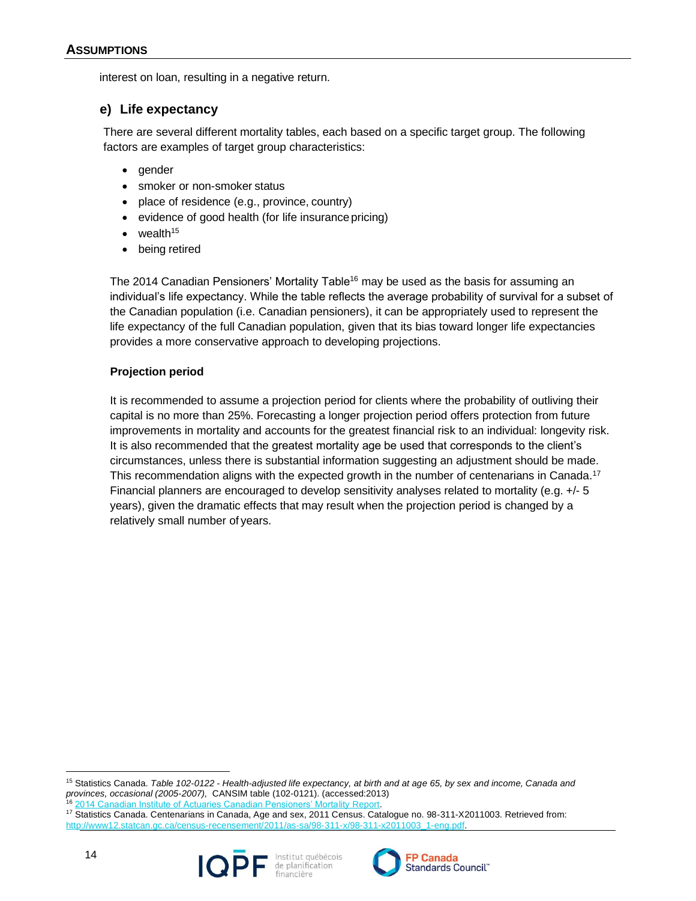interest on loan, resulting in a negative return.

### e) Life expectancy

There are several different mortality tables, each based on a specific target group. The following factors are examples of target group characteristics:

- gender
- smoker or non-smoker status
- place of residence (e.g., province, country)
- evidence of good health (for life insurance pricing)
- wealth[15]
- being retired

The 2014 Canadian Pensioners' Mortality Table[16] may be used as the basis for assuming an individual's life expectancy. While the table reflects the average probability of survival for a subset of the Canadian population (i.e. Canadian pensioners), it can be appropriately used to represent the life expectancy of the full Canadian population, given that its bias toward longer life expectancies provides a more conservative approach to developing projections.

**Projection period**

It is recommended to assume a projection period for clients where the probability of outliving their capital is no more than 25%. Forecasting a longer projection period offers protection from future improvements in mortality and accounts for the greatest financial risk to an individual: longevity risk. It is also recommended that the greatest mortality age be used that corresponds to the client's circumstances, unless there is substantial information suggesting an adjustment should be made. This recommendation aligns with the expected growth in the number of centenarians in Canada.[17] Financial planners are encouraged to develop sensitivity analyses related to mortality (e.g. +/- 5 years), given the dramatic effects that may result when the projection period is changed by a relatively small number of years.

---

[15] Statistics Canada. *Table 102-0122 - Health-adjusted life expectancy, at birth and at age 65, by sex and income, Canada and provinces, occasional (2005-2007),* CANSIM table (102-0121). (accessed:2013)

[16] 2014 Canadian Institute of Actuaries Canadian Pensioners' Mortality Report.

[17] Statistics Canada. Centenarians in Canada, Age and sex, 2011 Census. Catalogue no. 98-311-X2011003. Retrieved from: http://www12.statcan.gc.ca/census-recensement/2011/as-sa/98-311-x/98-311-x2011003_1-eng.pdf.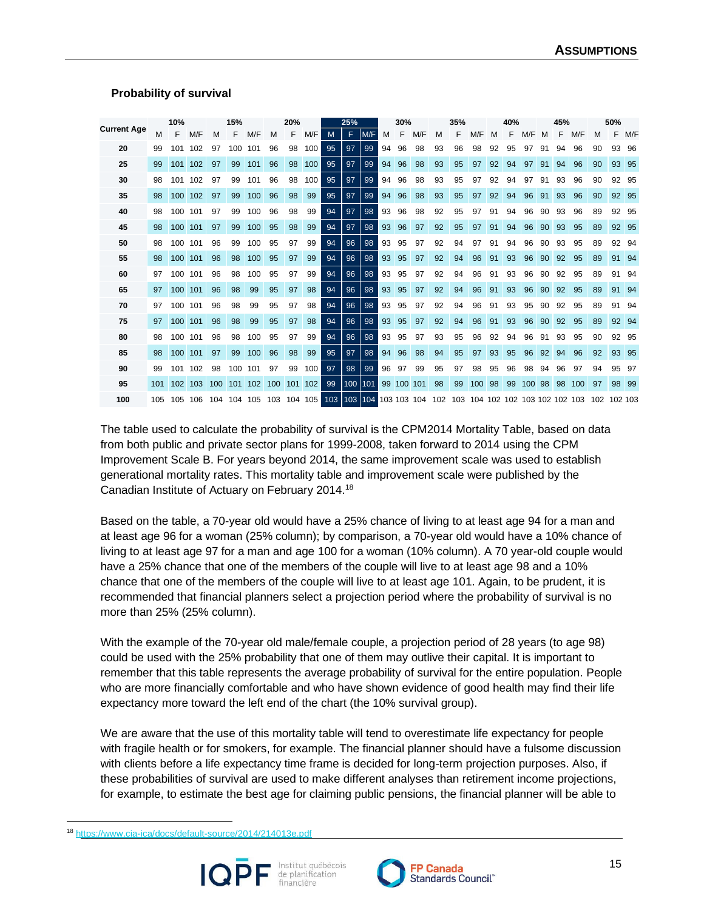#### Probability of survival

| Current Age | 10% | | | 15% | | | 20% | | | 25% | | | 30% | | | 35% | | | 40% | | | 45% | | | 50% | | |
|---|---|---|---|---|---|---|---|---|---|---|---|---|---|---|---|---|---|---|---|---|---|---|---|---|---|---|---|
| | M | F | M/F | M | F | M/F | M | F | M/F | M | F | M/F | M | F | M/F | M | F | M/F | M | F | M/F | M | F | M/F | M | F | M/F |
| 20 | 99 | 101 | 102 | 97 | 100 | 101 | 96 | 98 | 100 | 95 | 97 | 99 | 94 | 96 | 98 | 93 | 96 | 98 | 92 | 95 | 97 | 91 | 94 | 96 | 90 | 93 | 96 |
| 25 | 99 | 101 | 102 | 97 | 99 | 101 | 96 | 98 | 100 | 95 | 97 | 99 | 94 | 96 | 98 | 93 | 95 | 97 | 92 | 94 | 97 | 91 | 94 | 96 | 90 | 93 | 95 |
| 30 | 98 | 101 | 102 | 97 | 99 | 101 | 96 | 98 | 100 | 95 | 97 | 99 | 94 | 96 | 98 | 93 | 95 | 97 | 92 | 94 | 97 | 91 | 93 | 96 | 90 | 92 | 95 |
| 35 | 98 | 100 | 102 | 97 | 99 | 100 | 96 | 98 | 99 | 95 | 97 | 99 | 94 | 96 | 98 | 93 | 95 | 97 | 92 | 94 | 96 | 91 | 93 | 96 | 90 | 92 | 95 |
| 40 | 98 | 100 | 101 | 97 | 99 | 100 | 96 | 98 | 99 | 94 | 97 | 98 | 93 | 96 | 98 | 92 | 95 | 97 | 91 | 94 | 96 | 90 | 93 | 96 | 89 | 92 | 95 |
| 45 | 98 | 100 | 101 | 97 | 99 | 100 | 95 | 98 | 99 | 94 | 97 | 98 | 93 | 96 | 97 | 92 | 95 | 97 | 91 | 94 | 96 | 90 | 93 | 95 | 89 | 92 | 95 |
| 50 | 98 | 100 | 101 | 96 | 99 | 100 | 95 | 97 | 99 | 94 | 96 | 98 | 93 | 95 | 97 | 92 | 94 | 97 | 91 | 94 | 96 | 90 | 93 | 95 | 89 | 92 | 94 |
| 55 | 98 | 100 | 101 | 96 | 98 | 100 | 95 | 97 | 99 | 94 | 96 | 98 | 93 | 95 | 97 | 92 | 94 | 96 | 91 | 93 | 96 | 90 | 92 | 95 | 89 | 91 | 94 |
| 60 | 97 | 100 | 101 | 96 | 98 | 100 | 95 | 97 | 99 | 94 | 96 | 98 | 93 | 95 | 97 | 92 | 94 | 96 | 91 | 93 | 96 | 90 | 92 | 95 | 89 | 91 | 94 |
| 65 | 97 | 100 | 101 | 96 | 98 | 99 | 95 | 97 | 98 | 94 | 96 | 98 | 93 | 95 | 97 | 92 | 94 | 96 | 91 | 93 | 96 | 90 | 92 | 95 | 89 | 91 | 94 |
| 70 | 97 | 100 | 101 | 96 | 98 | 99 | 95 | 97 | 98 | 94 | 96 | 98 | 93 | 95 | 97 | 92 | 94 | 96 | 91 | 93 | 95 | 90 | 92 | 95 | 89 | 91 | 94 |
| 75 | 97 | 100 | 101 | 96 | 98 | 99 | 95 | 97 | 98 | 94 | 96 | 98 | 93 | 95 | 97 | 92 | 94 | 96 | 91 | 93 | 96 | 90 | 92 | 95 | 89 | 92 | 94 |
| 80 | 98 | 100 | 101 | 96 | 98 | 100 | 95 | 97 | 99 | 94 | 96 | 98 | 93 | 95 | 97 | 93 | 95 | 96 | 92 | 94 | 96 | 91 | 93 | 95 | 90 | 92 | 95 |
| 85 | 98 | 100 | 101 | 97 | 99 | 100 | 96 | 98 | 99 | 95 | 97 | 98 | 94 | 96 | 98 | 94 | 95 | 97 | 93 | 95 | 96 | 92 | 94 | 96 | 92 | 93 | 95 |
| 90 | 99 | 101 | 102 | 98 | 100 | 101 | 97 | 99 | 100 | 97 | 98 | 99 | 96 | 97 | 99 | 95 | 97 | 98 | 95 | 96 | 98 | 94 | 96 | 97 | 94 | 95 | 97 |
| 95 | 101 | 102 | 103 | 100 | 101 | 102 | 100 | 101 | 102 | 99 | 100 | 101 | 99 | 100 | 101 | 98 | 99 | 100 | 98 | 99 | 100 | 98 | 98 | 100 | 97 | 98 | 99 |
| 100 | 105 | 105 | 106 | 104 | 104 | 105 | 103 | 104 | 105 | 103 | 103 | 104 | 103 | 103 | 104 | 102 | 103 | 104 | 102 | 102 | 103 | 102 | 102 | 103 | 102 | 102 | 103 |

The table used to calculate the probability of survival is the CPM2014 Mortality Table, based on data from both public and private sector plans for 1999-2008, taken forward to 2014 using the CPM Improvement Scale B. For years beyond 2014, the same improvement scale was used to establish generational mortality rates. This mortality table and improvement scale were published by the Canadian Institute of Actuary on February 2014.[18]

Based on the table, a 70-year old would have a 25% chance of living to at least age 94 for a man and at least age 96 for a woman (25% column); by comparison, a 70-year old would have a 10% chance of living to at least age 97 for a man and age 100 for a woman (10% column). A 70 year-old couple would have a 25% chance that one of the members of the couple will live to at least age 98 and a 10% chance that one of the members of the couple will live to at least age 101. Again, to be prudent, it is recommended that financial planners select a projection period where the probability of survival is no more than 25% (25% column).

With the example of the 70-year old male/female couple, a projection period of 28 years (to age 98) could be used with the 25% probability that one of them may outlive their capital. It is important to remember that this table represents the average probability of survival for the entire population. People who are more financially comfortable and who have shown evidence of good health may find their life expectancy more toward the left end of the chart (the 10% survival group).

We are aware that the use of this mortality table will tend to overestimate life expectancy for people with fragile health or for smokers, for example. The financial planner should have a fulsome discussion with clients before a life expectancy time frame is decided for long-term projection purposes. Also, if these probabilities of survival are used to make different analyses than retirement income projections, for example, to estimate the best age for claiming public pensions, the financial planner will be able to

---

[18] https://www.cia-ica/docs/default-source/2014/214013e.pdf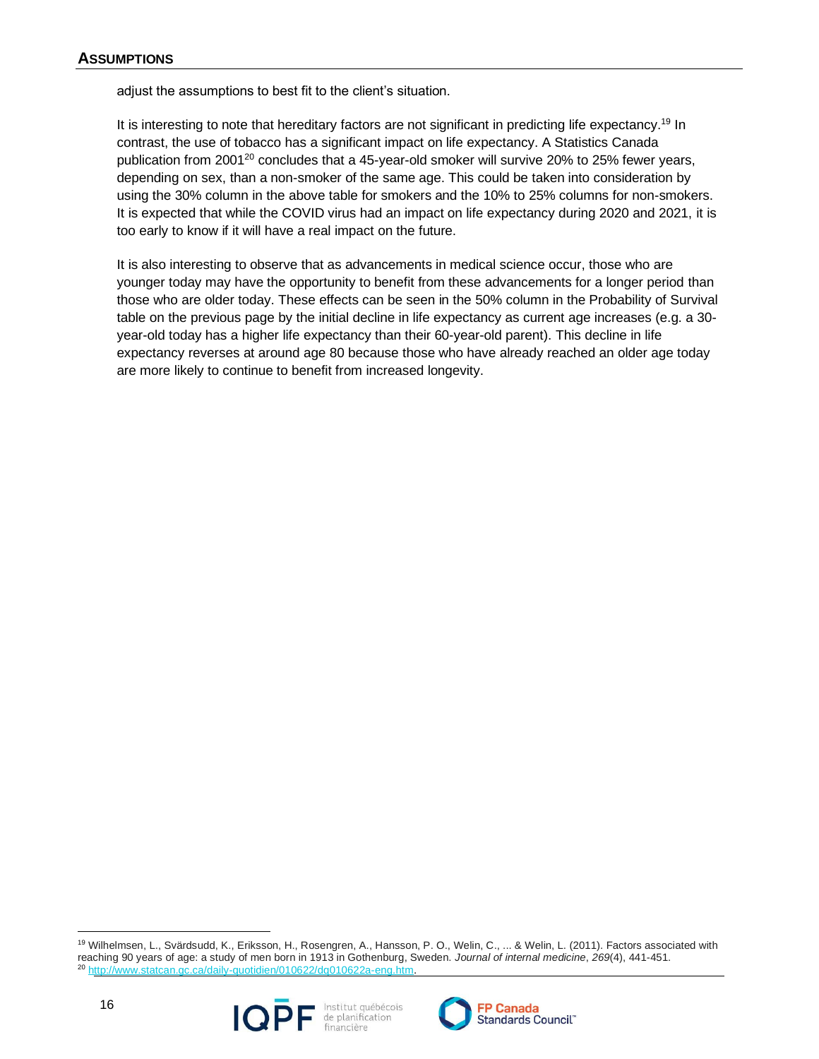adjust the assumptions to best fit to the client's situation.

It is interesting to note that hereditary factors are not significant in predicting life expectancy.[19] In contrast, the use of tobacco has a significant impact on life expectancy. A Statistics Canada publication from 2001[20] concludes that a 45-year-old smoker will survive 20% to 25% fewer years, depending on sex, than a non-smoker of the same age. This could be taken into consideration by using the 30% column in the above table for smokers and the 10% to 25% columns for non-smokers. It is expected that while the COVID virus had an impact on life expectancy during 2020 and 2021, it is too early to know if it will have a real impact on the future.

It is also interesting to observe that as advancements in medical science occur, those who are younger today may have the opportunity to benefit from these advancements for a longer period than those who are older today. These effects can be seen in the 50% column in the Probability of Survival table on the previous page by the initial decline in life expectancy as current age increases (e.g. a 30-year-old today has a higher life expectancy than their 60-year-old parent). This decline in life expectancy reverses at around age 80 because those who have already reached an older age today are more likely to continue to benefit from increased longevity.

---

[19] Wilhelmsen, L., Svärdsudd, K., Eriksson, H., Rosengren, A., Hansson, P. O., Welin, C., ... & Welin, L. (2011). Factors associated with reaching 90 years of age: a study of men born in 1913 in Gothenburg, Sweden. *Journal of internal medicine*, *269*(4), 441-451.

[20] http://www.statcan.gc.ca/daily-quotidien/010622/dq010622a-eng.htm.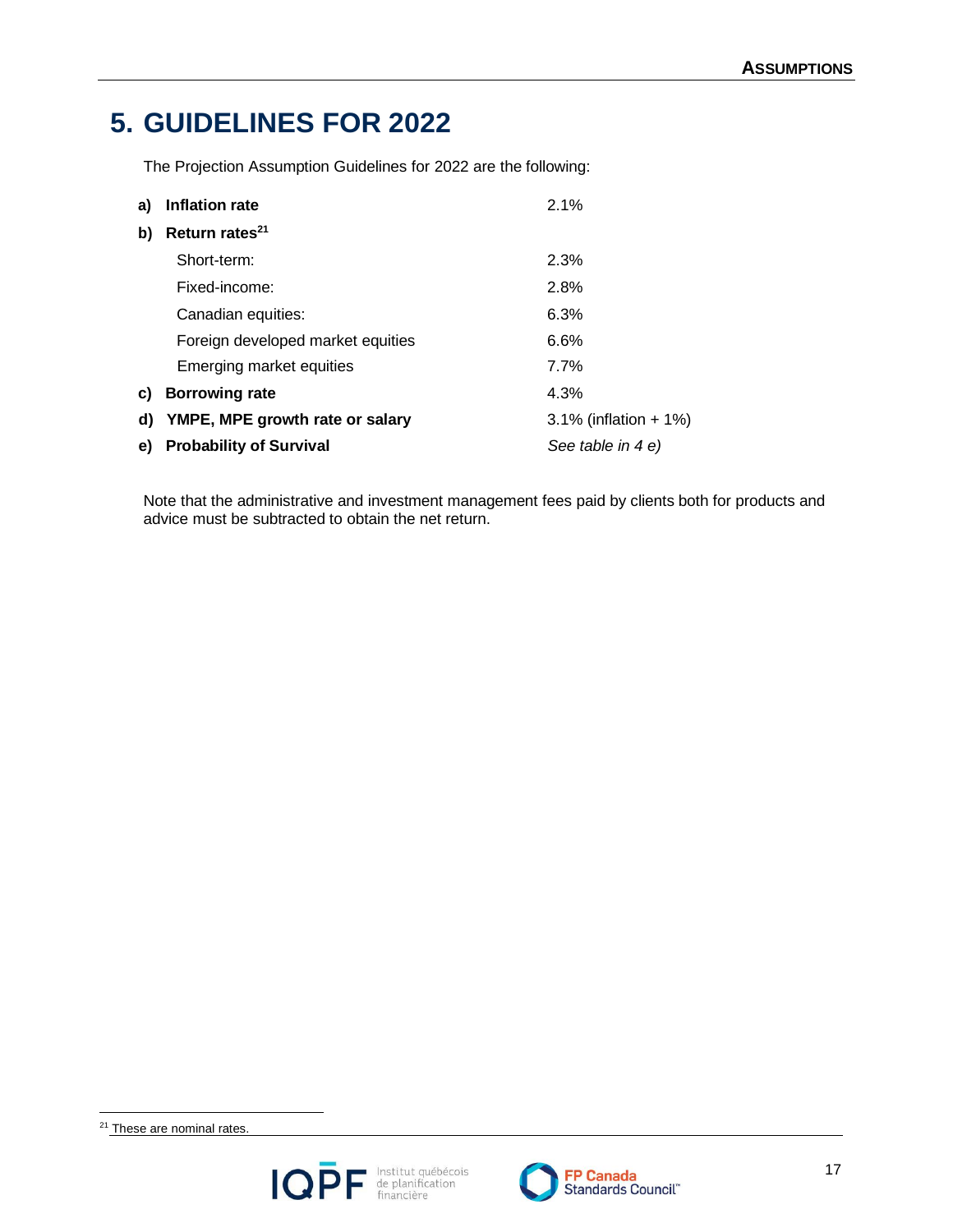# 5. GUIDELINES FOR 2022

The Projection Assumption Guidelines for 2022 are the following:

| | | |
|---|---|---|
| **a)** | **Inflation rate** | 2.1% |
| **b)** | **Return rates**[21] | |
| | Short-term: | 2.3% |
| | Fixed-income: | 2.8% |
| | Canadian equities: | 6.3% |
| | Foreign developed market equities | 6.6% |
| | Emerging market equities | 7.7% |
| **c)** | **Borrowing rate** | 4.3% |
| **d)** | **YMPE, MPE growth rate or salary** | 3.1% (inflation + 1%) |
| **e)** | **Probability of Survival** | *See table in 4 e)* |

Note that the administrative and investment management fees paid by clients both for products and advice must be subtracted to obtain the net return.

[21] These are nominal rates.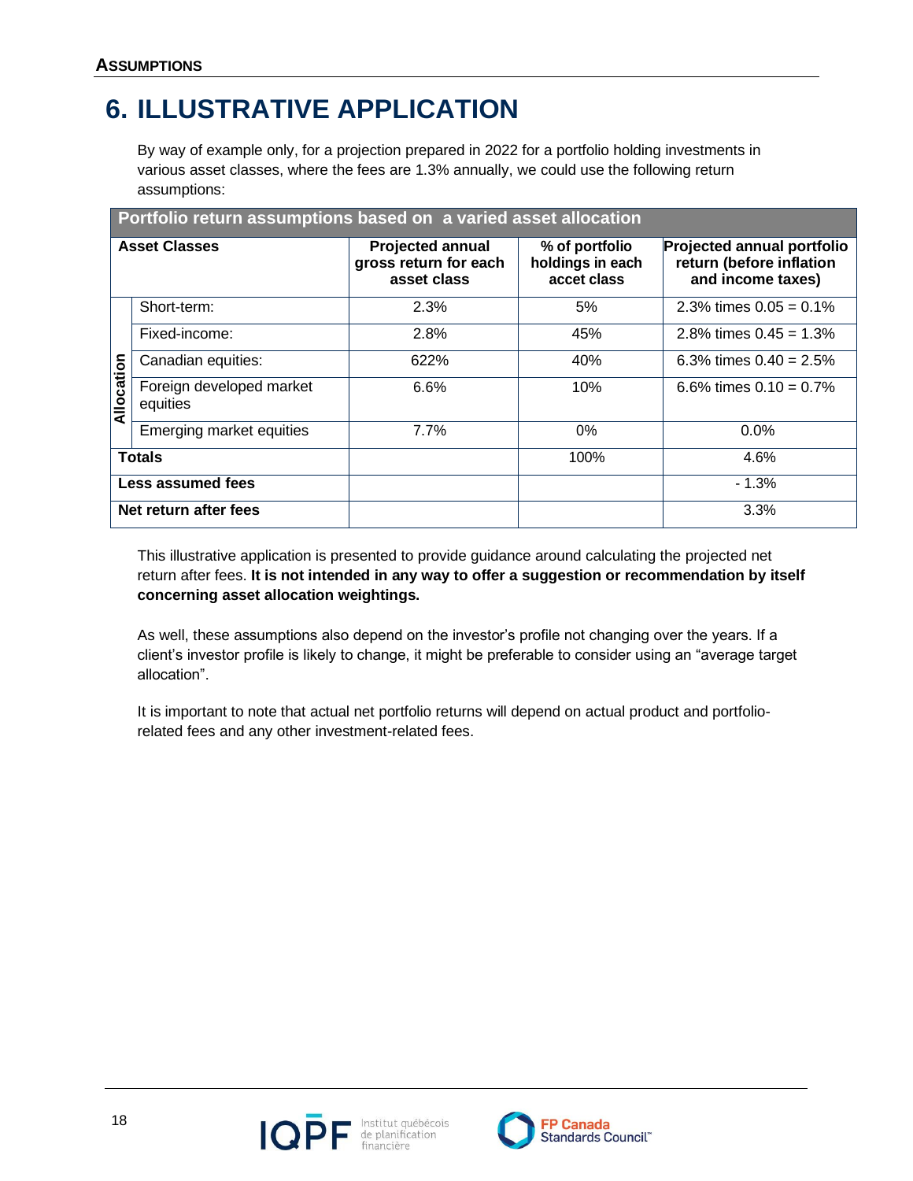# 6. ILLUSTRATIVE APPLICATION

By way of example only, for a projection prepared in 2022 for a portfolio holding investments in various asset classes, where the fees are 1.3% annually, we could use the following return assumptions:

| Portfolio return assumptions based on a varied asset allocation | | | | |
|---|---|---|---|---|
| **Asset Classes** | | **Projected annual gross return for each asset class** | **% of portfolio holdings in each accet class** | **Projected annual portfolio return (before inflation and income taxes)** |
| **Allocation** | Short-term: | 2.3% | 5% | 2.3% times 0.05 = 0.1% |
| | Fixed-income: | 2.8% | 45% | 2.8% times 0.45 = 1.3% |
| | Canadian equities: | 622% | 40% | 6.3% times 0.40 = 2.5% |
| | Foreign developed market equities | 6.6% | 10% | 6.6% times 0.10 = 0.7% |
| | Emerging market equities | 7.7% | 0% | 0.0% |
| **Totals** | | | 100% | 4.6% |
| **Less assumed fees** | | | | - 1.3% |
| **Net return after fees** | | | | 3.3% |

This illustrative application is presented to provide guidance around calculating the projected net return after fees. **It is not intended in any way to offer a suggestion or recommendation by itself concerning asset allocation weightings.**

As well, these assumptions also depend on the investor's profile not changing over the years. If a client's investor profile is likely to change, it might be preferable to consider using an "average target allocation".

It is important to note that actual net portfolio returns will depend on actual product and portfolio-related fees and any other investment-related fees.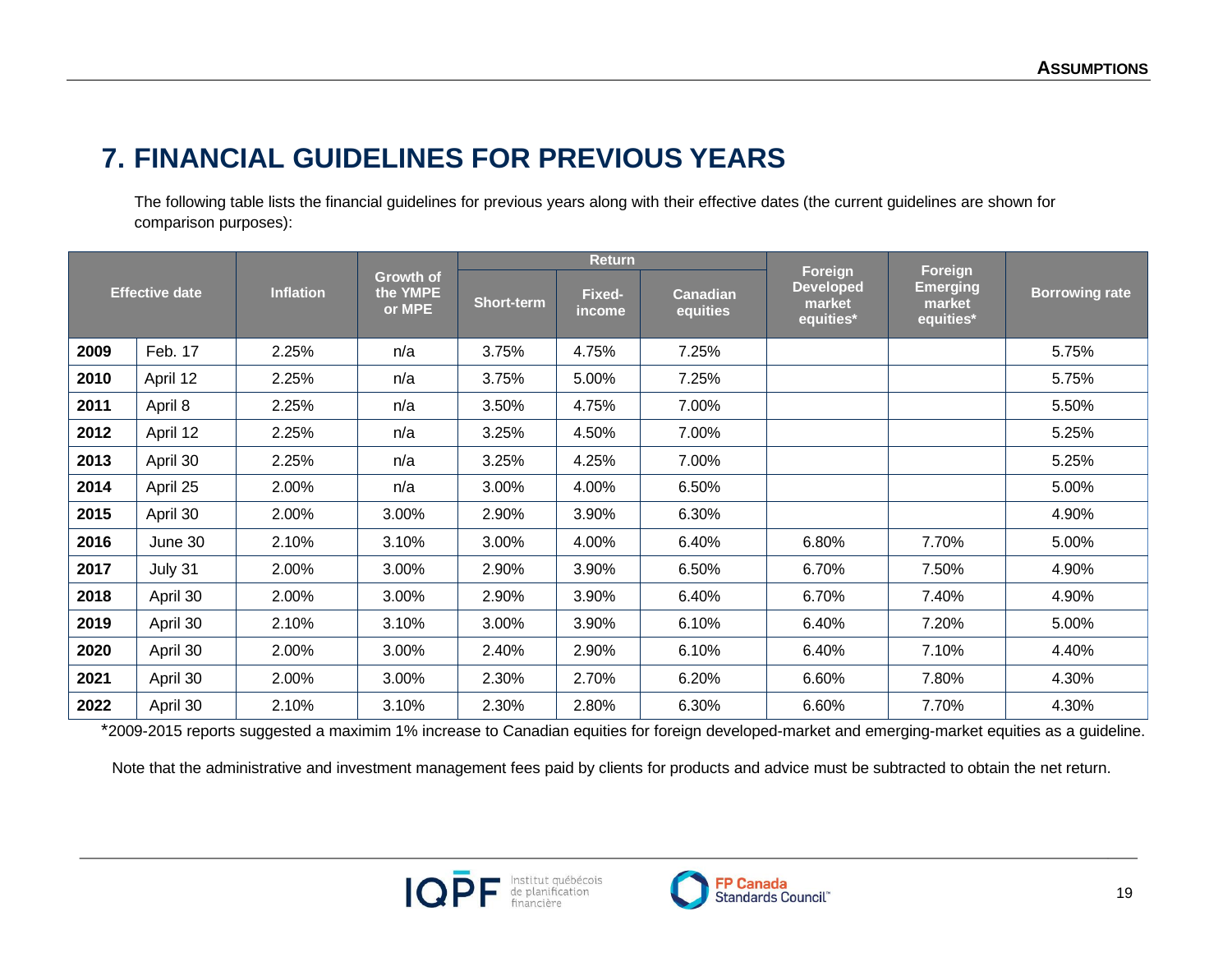## 7. FINANCIAL GUIDELINES FOR PREVIOUS YEARS

The following table lists the financial guidelines for previous years along with their effective dates (the current guidelines are shown for comparison purposes):

| Effective date | | Inflation | Growth of the YMPE or MPE | Return | | | Foreign Developed market equities* | Foreign Emerging market equities* | Borrowing rate |
|---|---|---|---|---|---|---|---|---|---|
| | | | | Short-term | Fixed-income | Canadian equities | | | |
| **2009** | Feb. 17 | 2.25% | n/a | 3.75% | 4.75% | 7.25% | | | 5.75% |
| **2010** | April 12 | 2.25% | n/a | 3.75% | 5.00% | 7.25% | | | 5.75% |
| **2011** | April 8 | 2.25% | n/a | 3.50% | 4.75% | 7.00% | | | 5.50% |
| **2012** | April 12 | 2.25% | n/a | 3.25% | 4.50% | 7.00% | | | 5.25% |
| **2013** | April 30 | 2.25% | n/a | 3.25% | 4.25% | 7.00% | | | 5.25% |
| **2014** | April 25 | 2.00% | n/a | 3.00% | 4.00% | 6.50% | | | 5.00% |
| **2015** | April 30 | 2.00% | 3.00% | 2.90% | 3.90% | 6.30% | | | 4.90% |
| **2016** | June 30 | 2.10% | 3.10% | 3.00% | 4.00% | 6.40% | 6.80% | 7.70% | 5.00% |
| **2017** | July 31 | 2.00% | 3.00% | 2.90% | 3.90% | 6.50% | 6.70% | 7.50% | 4.90% |
| **2018** | April 30 | 2.00% | 3.00% | 2.90% | 3.90% | 6.40% | 6.70% | 7.40% | 4.90% |
| **2019** | April 30 | 2.10% | 3.10% | 3.00% | 3.90% | 6.10% | 6.40% | 7.20% | 5.00% |
| **2020** | April 30 | 2.00% | 3.00% | 2.40% | 2.90% | 6.10% | 6.40% | 7.10% | 4.40% |
| **2021** | April 30 | 2.00% | 3.00% | 2.30% | 2.70% | 6.20% | 6.60% | 7.80% | 4.30% |
| **2022** | April 30 | 2.10% | 3.10% | 2.30% | 2.80% | 6.30% | 6.60% | 7.70% | 4.30% |

*2009-2015 reports suggested a maximim 1% increase to Canadian equities for foreign developed-market and emerging-market equities as a guideline.

Note that the administrative and investment management fees paid by clients for products and advice must be subtracted to obtain the net return.